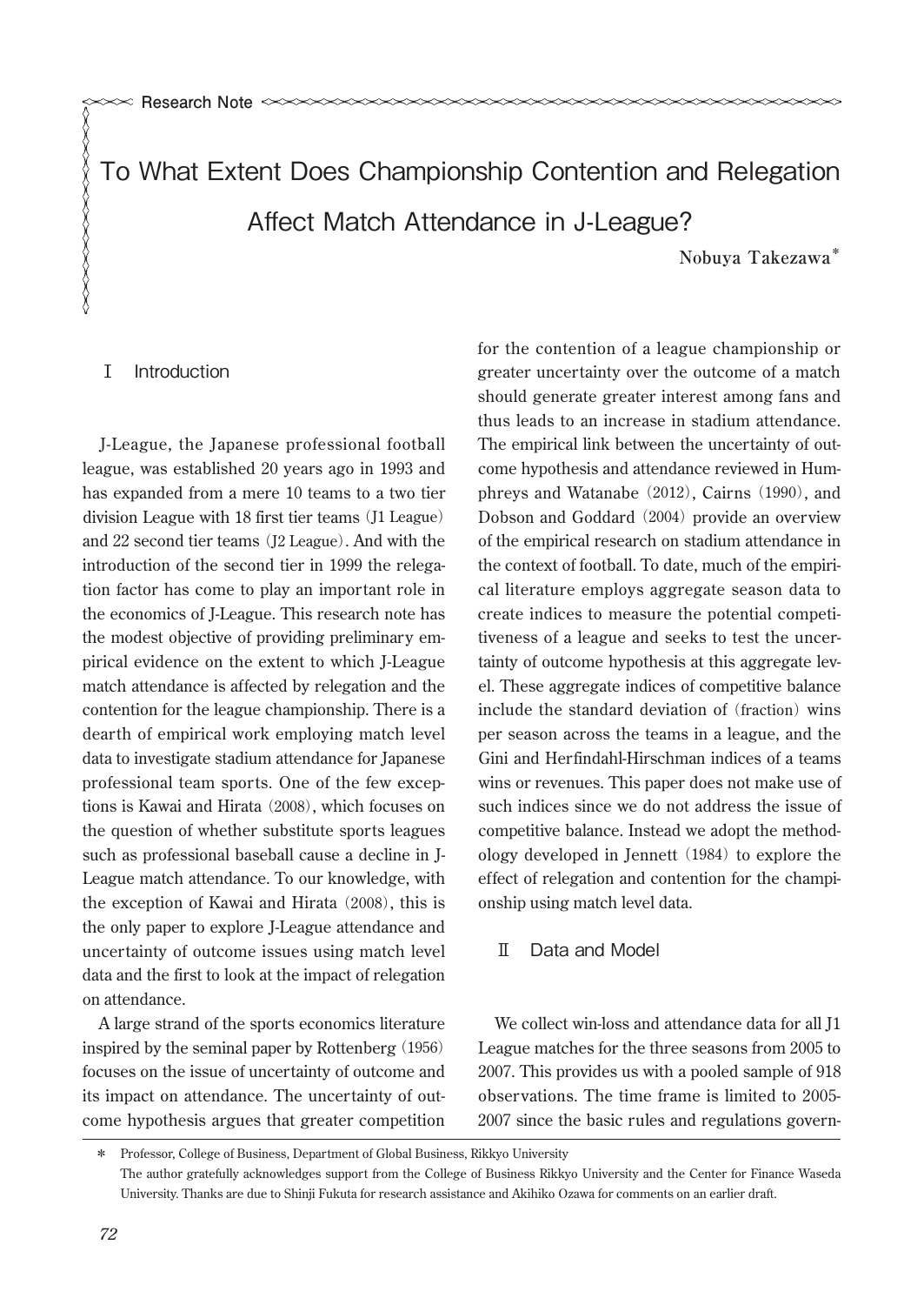Research Note

# To What Extent Does Championship Contention and Relegation Affect Match Attendance in J-League?

**Nobuya Takezawa***

## Ⅰ Introduction

J-League, the Japanese professional football league, was established 20 years ago in 1993 and has expanded from a mere 10 teams to a two tier division League with 18 first tier teams (J1 League) and 22 second tier teams (J2 League). And with the introduction of the second tier in 1999 the relegation factor has come to play an important role in the economics of J-League. This research note has the modest objective of providing preliminary empirical evidence on the extent to which J-League match attendance is affected by relegation and the contention for the league championship. There is a dearth of empirical work employing match level data to investigate stadium attendance for Japanese professional team sports. One of the few exceptions is Kawai and Hirata (2008), which focuses on the question of whether substitute sports leagues such as professional baseball cause a decline in J-League match attendance. To our knowledge, with the exception of Kawai and Hirata (2008), this is the only paper to explore J-League attendance and uncertainty of outcome issues using match level data and the first to look at the impact of relegation on attendance.

A large strand of the sports economics literature inspired by the seminal paper by Rottenberg (1956) focuses on the issue of uncertainty of outcome and its impact on attendance. The uncertainty of outcome hypothesis argues that greater competition for the contention of a league championship or greater uncertainty over the outcome of a match should generate greater interest among fans and thus leads to an increase in stadium attendance. The empirical link between the uncertainty of outcome hypothesis and attendance reviewed in Humphreys and Watanabe (2012), Cairns (1990), and Dobson and Goddard (2004) provide an overview of the empirical research on stadium attendance in the context of football. To date, much of the empirical literature employs aggregate season data to create indices to measure the potential competitiveness of a league and seeks to test the uncertainty of outcome hypothesis at this aggregate level. These aggregate indices of competitive balance include the standard deviation of (fraction) wins per season across the teams in a league, and the Gini and Herfindahl-Hirschman indices of a teams wins or revenues. This paper does not make use of such indices since we do not address the issue of competitive balance. Instead we adopt the methodology developed in Jennett (1984) to explore the effect of relegation and contention for the championship using match level data.

## Ⅱ Data and Model

We collect win-loss and attendance data for all J1 League matches for the three seasons from 2005 to 2007. This provides us with a pooled sample of 918 observations. The time frame is limited to 2005-2007 since the basic rules and regulations govern-

\* Professor, College of Business, Department of Global Business, Rikkyo University
The author gratefully acknowledges support from the College of Business Rikkyo University and the Center for Finance Waseda University. Thanks are due to Shinji Fukuta for research assistance and Akihiko Ozawa for comments on an earlier draft.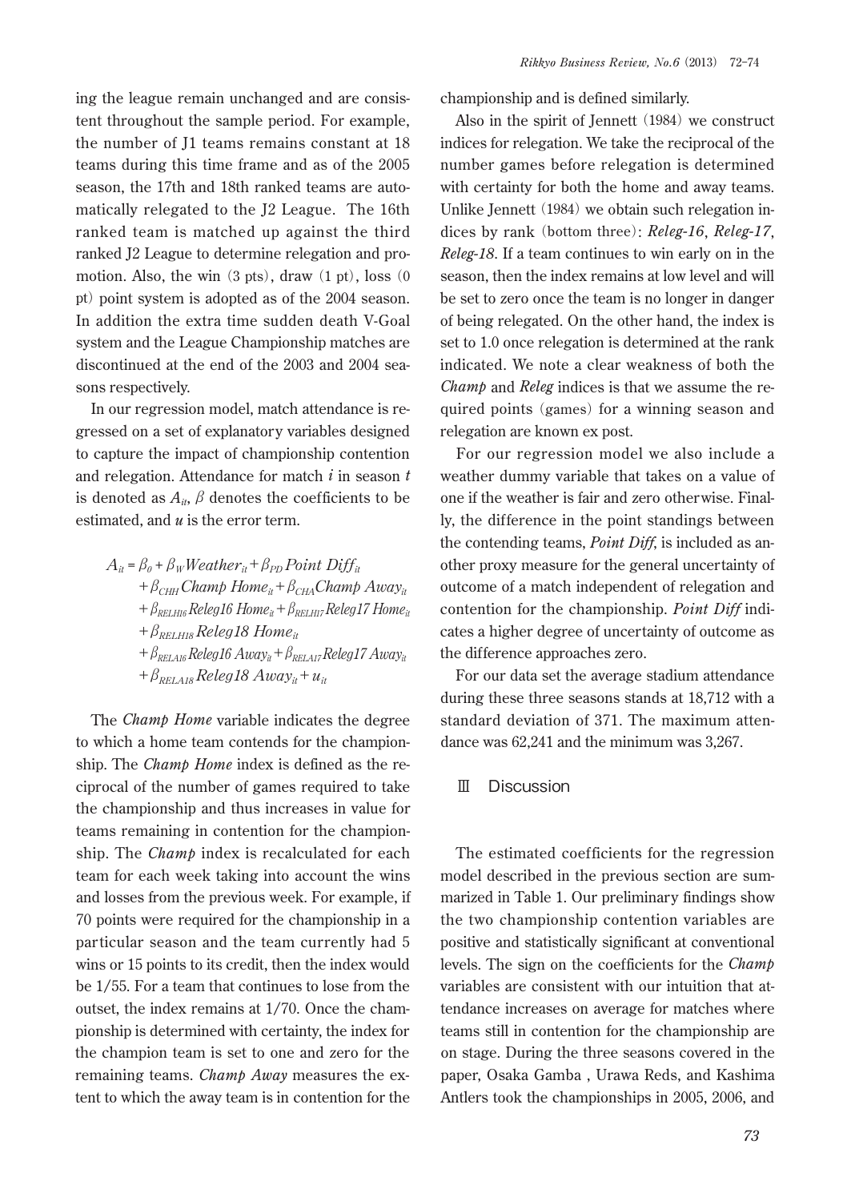ing the league remain unchanged and are consistent throughout the sample period. For example, the number of J1 teams remains constant at 18 teams during this time frame and as of the 2005 season, the 17th and 18th ranked teams are automatically relegated to the J2 League. The 16th ranked team is matched up against the third ranked J2 League to determine relegation and promotion. Also, the win (3 pts), draw (1 pt), loss (0 pt) point system is adopted as of the 2004 season. In addition the extra time sudden death V-Goal system and the League Championship matches are discontinued at the end of the 2003 and 2004 seasons respectively.

In our regression model, match attendance is regressed on a set of explanatory variables designed to capture the impact of championship contention and relegation. Attendance for match $i$ in season $t$ is denoted as $A_{it}$, $\beta$ denotes the coefficients to be estimated, and $u$ is the error term.

$$
\begin{aligned}
A_{it} = \beta_0 &+ \beta_W Weather_{it} + \beta_{PD} Point\ Diff_{it} \\
&+ \beta_{CHH} Champ\ Home_{it} + \beta_{CHA} Champ\ Away_{it} \\
&+ \beta_{RELH16} Releg16\ Home_{it} + \beta_{RELH17} Releg17\ Home_{it} \\
&+ \beta_{RELH18} Releg18\ Home_{it} \\
&+ \beta_{RELA16} Releg16\ Away_{it} + \beta_{RELA17} Releg17\ Away_{it} \\
&+ \beta_{RELA18} Releg18\ Away_{it} + u_{it}
\end{aligned}
$$

The *Champ Home* variable indicates the degree to which a home team contends for the championship. The *Champ Home* index is defined as the reciprocal of the number of games required to take the championship and thus increases in value for teams remaining in contention for the championship. The *Champ* index is recalculated for each team for each week taking into account the wins and losses from the previous week. For example, if 70 points were required for the championship in a particular season and the team currently had 5 wins or 15 points to its credit, then the index would be 1/55. For a team that continues to lose from the outset, the index remains at 1/70. Once the championship is determined with certainty, the index for the champion team is set to one and zero for the remaining teams. *Champ Away* measures the extent to which the away team is in contention for the championship and is defined similarly.

Also in the spirit of Jennett (1984) we construct indices for relegation. We take the reciprocal of the number games before relegation is determined with certainty for both the home and away teams. Unlike Jennett (1984) we obtain such relegation indices by rank (bottom three): ***Releg-16***, ***Releg-17***, ***Releg-18***. If a team continues to win early on in the season, then the index remains at low level and will be set to zero once the team is no longer in danger of being relegated. On the other hand, the index is set to 1.0 once relegation is determined at the rank indicated. We note a clear weakness of both the *Champ* and *Releg* indices is that we assume the required points (games) for a winning season and relegation are known ex post.

For our regression model we also include a weather dummy variable that takes on a value of one if the weather is fair and zero otherwise. Finally, the difference in the point standings between the contending teams, *Point Diff*, is included as another proxy measure for the general uncertainty of outcome of a match independent of relegation and contention for the championship. *Point Diff* indicates a higher degree of uncertainty of outcome as the difference approaches zero.

For our data set the average stadium attendance during these three seasons stands at 18,712 with a standard deviation of 371. The maximum attendance was 62,241 and the minimum was 3,267.

## Ⅲ Discussion

The estimated coefficients for the regression model described in the previous section are summarized in Table 1. Our preliminary findings show the two championship contention variables are positive and statistically significant at conventional levels. The sign on the coefficients for the *Champ* variables are consistent with our intuition that attendance increases on average for matches where teams still in contention for the championship are on stage. During the three seasons covered in the paper, Osaka Gamba , Urawa Reds, and Kashima Antlers took the championships in 2005, 2006, and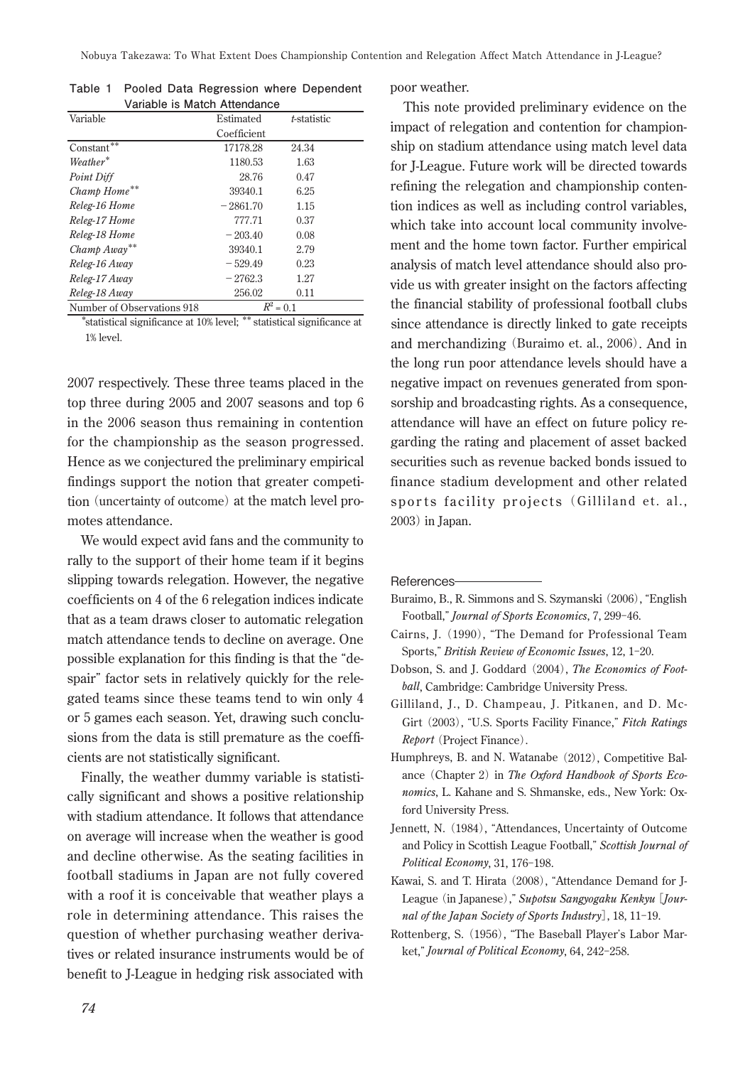**Table 1 Pooled Data Regression where Dependent Variable is Match Attendance**

| Variable | Estimated Coefficient | *t*-statistic |
|---|---|---|
| Constant** | 17178.28 | 24.34 |
| *Weather** | 1180.53 | 1.63 |
| *Point Diff* | 28.76 | 0.47 |
| *Champ Home*** | 39340.1 | 6.25 |
| *Releg-16 Home* | −2861.70 | 1.15 |
| *Releg-17 Home* | 777.71 | 0.37 |
| *Releg-18 Home* | −203.40 | 0.08 |
| *Champ Away*** | 39340.1 | 2.79 |
| *Releg-16 Away* | −529.49 | 0.23 |
| *Releg-17 Away* | −2762.3 | 1.27 |
| *Releg-18 Away* | 256.02 | 0.11 |
| Number of Observations 918 | $R^2 = 0.1$ | |

*statistical significance at 10% level; ** statistical significance at 1% level.

2007 respectively. These three teams placed in the top three during 2005 and 2007 seasons and top 6 in the 2006 season thus remaining in contention for the championship as the season progressed. Hence as we conjectured the preliminary empirical findings support the notion that greater competition (uncertainty of outcome) at the match level promotes attendance.

We would expect avid fans and the community to rally to the support of their home team if it begins slipping towards relegation. However, the negative coefficients on 4 of the 6 relegation indices indicate that as a team draws closer to automatic relegation match attendance tends to decline on average. One possible explanation for this finding is that the "despair" factor sets in relatively quickly for the relegated teams since these teams tend to win only 4 or 5 games each season. Yet, drawing such conclusions from the data is still premature as the coefficients are not statistically significant.

Finally, the weather dummy variable is statistically significant and shows a positive relationship with stadium attendance. It follows that attendance on average will increase when the weather is good and decline otherwise. As the seating facilities in football stadiums in Japan are not fully covered with a roof it is conceivable that weather plays a role in determining attendance. This raises the question of whether purchasing weather derivatives or related insurance instruments would be of benefit to J-League in hedging risk associated with poor weather.

This note provided preliminary evidence on the impact of relegation and contention for championship on stadium attendance using match level data for J-League. Future work will be directed towards refining the relegation and championship contention indices as well as including control variables, which take into account local community involvement and the home town factor. Further empirical analysis of match level attendance should also provide us with greater insight on the factors affecting the financial stability of professional football clubs since attendance is directly linked to gate receipts and merchandizing (Buraimo et. al., 2006). And in the long run poor attendance levels should have a negative impact on revenues generated from sponsorship and broadcasting rights. As a consequence, attendance will have an effect on future policy regarding the rating and placement of asset backed securities such as revenue backed bonds issued to finance stadium development and other related sports facility projects (Gilliland et. al., 2003) in Japan.

## References

- Buraimo, B., R. Simmons and S. Szymanski (2006), "English Football," *Journal of Sports Economics*, 7, 299–46.
- Cairns, J. (1990), "The Demand for Professional Team Sports," *British Review of Economic Issues*, 12, 1–20.
- Dobson, S. and J. Goddard (2004), *The Economics of Football*, Cambridge: Cambridge University Press.
- Gilliland, J., D. Champeau, J. Pitkanen, and D. McGirt (2003), "U.S. Sports Facility Finance," *Fitch Ratings Report* (Project Finance).
- Humphreys, B. and N. Watanabe (2012), Competitive Balance (Chapter 2) in *The Oxford Handbook of Sports Economics*, L. Kahane and S. Shmanske, eds., New York: Oxford University Press.
- Jennett, N. (1984), "Attendances, Uncertainty of Outcome and Policy in Scottish League Football," *Scottish Journal of Political Economy*, 31, 176–198.
- Kawai, S. and T. Hirata (2008), "Attendance Demand for J-League (in Japanese)," *Supotsu Sangyogaku Kenkyu* [*Journal of the Japan Society of Sports Industry*], 18, 11–19.
- Rottenberg, S. (1956), "The Baseball Player's Labor Market," *Journal of Political Economy*, 64, 242–258.